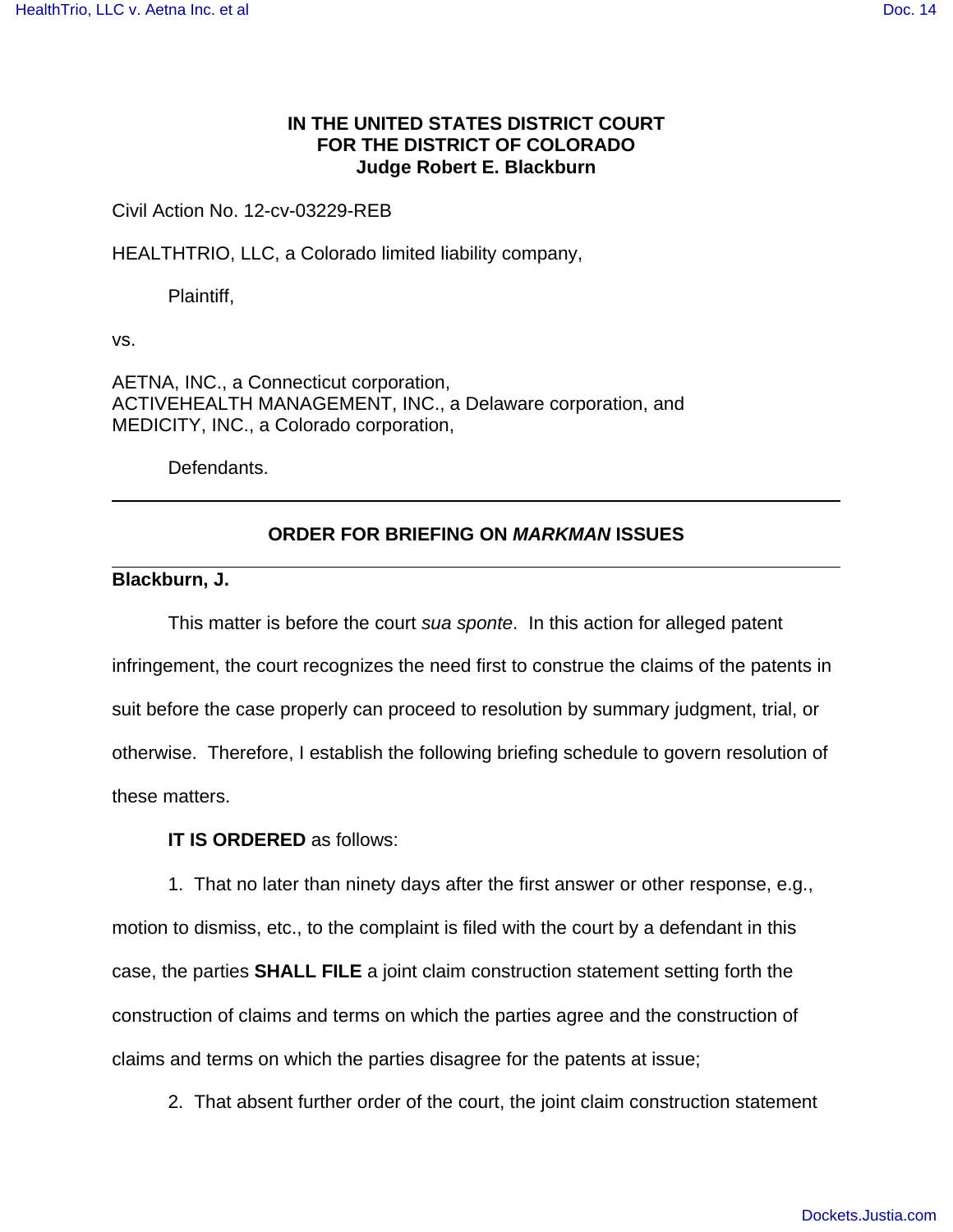**IN THE UNITED STATES DISTRICT COURT**
**FOR THE DISTRICT OF COLORADO**
**Judge Robert E. Blackburn**

Civil Action No. 12-cv-03229-REB

HEALTHTRIO, LLC, a Colorado limited liability company,

Plaintiff,

vs.

AETNA, INC., a Connecticut corporation,
ACTIVEHEALTH MANAGEMENT, INC., a Delaware corporation, and
MEDICITY, INC., a Colorado corporation,

Defendants.

---

## ORDER FOR BRIEFING ON *MARKMAN* ISSUES

---

**Blackburn, J.**

This matter is before the court *sua sponte*. In this action for alleged patent infringement, the court recognizes the need first to construe the claims of the patents in suit before the case properly can proceed to resolution by summary judgment, trial, or otherwise. Therefore, I establish the following briefing schedule to govern resolution of these matters.

**IT IS ORDERED** as follows:

1. That no later than ninety days after the first answer or other response, e.g., motion to dismiss, etc., to the complaint is filed with the court by a defendant in this case, the parties **SHALL FILE** a joint claim construction statement setting forth the construction of claims and terms on which the parties agree and the construction of claims and terms on which the parties disagree for the patents at issue;

2. That absent further order of the court, the joint claim construction statement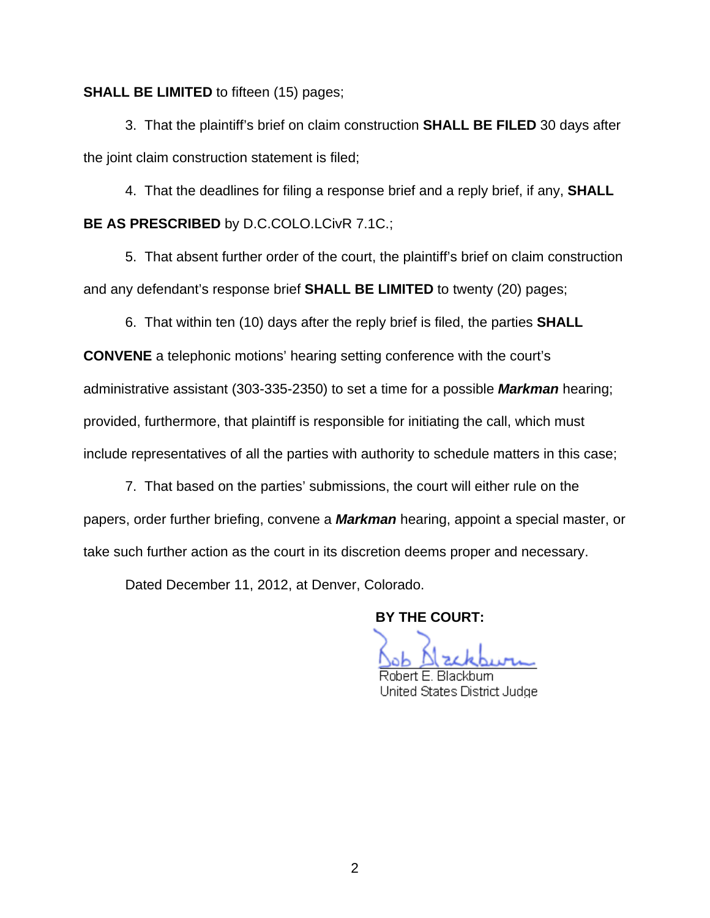**SHALL BE LIMITED** to fifteen (15) pages;

3. That the plaintiff's brief on claim construction **SHALL BE FILED** 30 days after the joint claim construction statement is filed;

4. That the deadlines for filing a response brief and a reply brief, if any, **SHALL BE AS PRESCRIBED** by D.C.COLO.LCivR 7.1C.;

5. That absent further order of the court, the plaintiff's brief on claim construction and any defendant's response brief **SHALL BE LIMITED** to twenty (20) pages;

6. That within ten (10) days after the reply brief is filed, the parties **SHALL CONVENE** a telephonic motions' hearing setting conference with the court's administrative assistant (303-335-2350) to set a time for a possible ***Markman*** hearing; provided, furthermore, that plaintiff is responsible for initiating the call, which must include representatives of all the parties with authority to schedule matters in this case;

7. That based on the parties' submissions, the court will either rule on the papers, order further briefing, convene a ***Markman*** hearing, appoint a special master, or take such further action as the court in its discretion deems proper and necessary.

Dated December 11, 2012, at Denver, Colorado.

**BY THE COURT:**

Robert E. Blackburn
United States District Judge